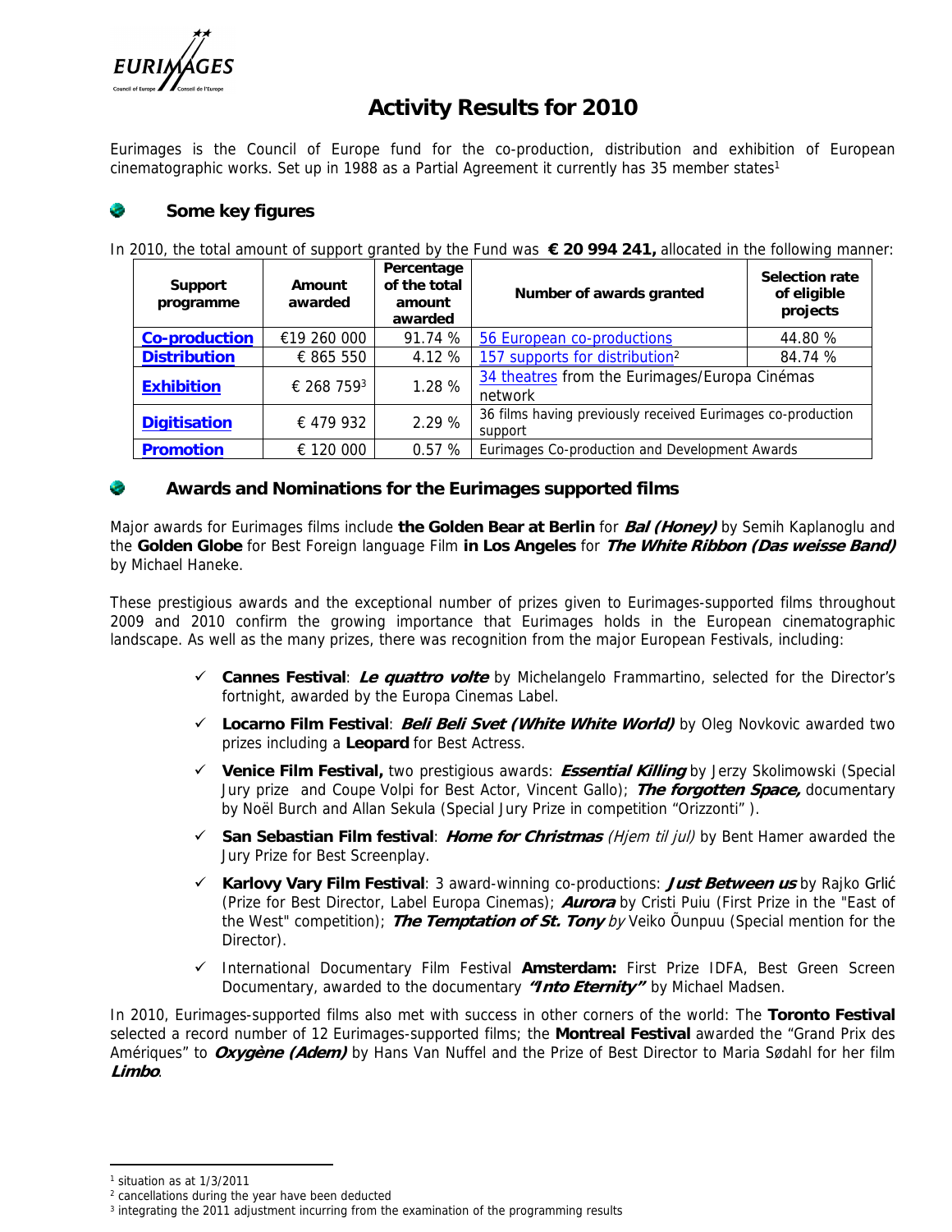# Activity Results for 2010

Eurimages is the Council of Europe fund for the co-production, distribution and exhibition of European cinematographic works. Set up in 1988 as a Partial Agreement it currently has 35 member states[1]

## Some key figures

In 2010, the total amount of support granted by the Fund was **€ 20 994 241,** allocated in the following manner:

| Support programme | Amount awarded | Percentage of the total amount awarded | Number of awards granted | Selection rate of eligible projects |
|---|---|---|---|---|
| **Co-production** | €19 260 000 | 91.74 % | 56 European co-productions | 44.80 % |
| **Distribution** | € 865 550 | 4.12 % | 157 supports for distribution[2] | 84.74 % |
| **Exhibition** | € 268 759[3] | 1.28 % | 34 theatres from the Eurimages/Europa Cinémas network | |
| **Digitisation** | € 479 932 | 2.29 % | 36 films having previously received Eurimages co-production support | |
| **Promotion** | € 120 000 | 0.57 % | Eurimages Co-production and Development Awards | |

## Awards and Nominations for the Eurimages supported films

Major awards for Eurimages films include **the Golden Bear at Berlin** for ***Bal (Honey)*** by Semih Kaplanoglu and the **Golden Globe** for Best Foreign language Film **in Los Angeles** for ***The White Ribbon (Das weisse Band)*** by Michael Haneke.

These prestigious awards and the exceptional number of prizes given to Eurimages-supported films throughout 2009 and 2010 confirm the growing importance that Eurimages holds in the European cinematographic landscape. As well as the many prizes, there was recognition from the major European Festivals, including:

- ✓ **Cannes Festival**: ***Le quattro volte*** by Michelangelo Frammartino, selected for the Director's fortnight, awarded by the Europa Cinemas Label.
- ✓ **Locarno Film Festival**: ***Beli Beli Svet (White White World)*** by Oleg Novkovic awarded two prizes including a **Leopard** for Best Actress.
- ✓ **Venice Film Festival,** two prestigious awards: ***Essential Killing*** by Jerzy Skolimowski (Special Jury prize and Coupe Volpi for Best Actor, Vincent Gallo); ***The forgotten Space,*** documentary by Noël Burch and Allan Sekula (Special Jury Prize in competition "Orizzonti" ).
- ✓ **San Sebastian Film festival**: ***Home for Christmas*** *(Hjem til jul)* by Bent Hamer awarded the Jury Prize for Best Screenplay.
- ✓ **Karlovy Vary Film Festival**: 3 award-winning co-productions: ***Just Between us*** by Rajko Grlić (Prize for Best Director, Label Europa Cinemas); ***Aurora*** by Cristi Puiu (First Prize in the "East of the West" competition); ***The Temptation of St. Tony*** *by* Veiko Õunpuu (Special mention for the Director).
- ✓ International Documentary Film Festival **Amsterdam:** First Prize IDFA, Best Green Screen Documentary, awarded to the documentary ***"Into Eternity"*** by Michael Madsen.

In 2010, Eurimages-supported films also met with success in other corners of the world: The **Toronto Festival** selected a record number of 12 Eurimages-supported films; the **Montreal Festival** awarded the "Grand Prix des Amériques" to ***Oxygène (Adem)*** by Hans Van Nuffel and the Prize of Best Director to Maria Sødahl for her film ***Limbo***.

---

[1] situation as at 1/3/2011
[2] cancellations during the year have been deducted
[3] integrating the 2011 adjustment incurring from the examination of the programming results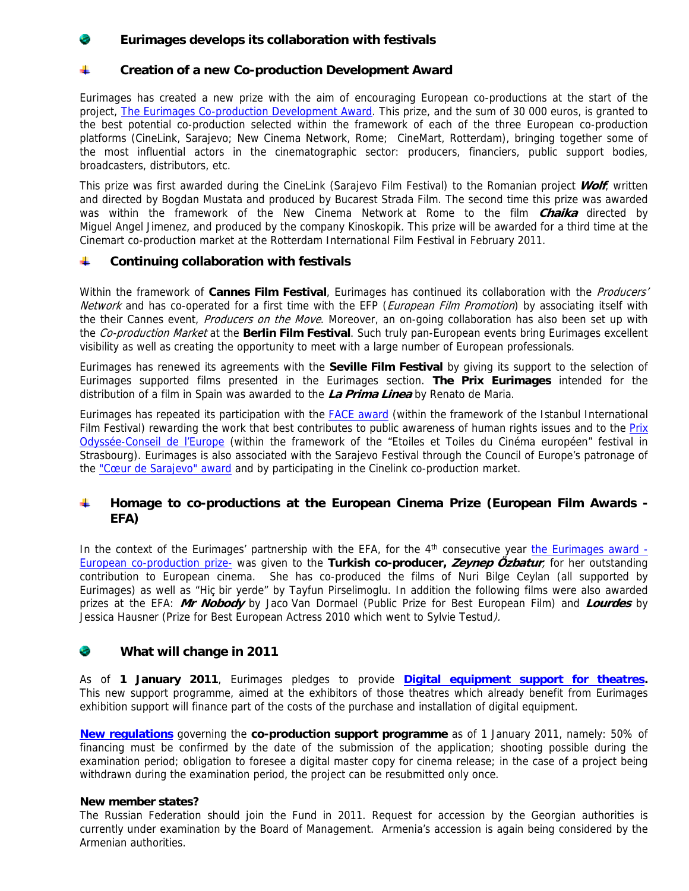## Eurimages develops its collaboration with festivals

### Creation of a new Co-production Development Award

Eurimages has created a new prize with the aim of encouraging European co-productions at the start of the project, The Eurimages Co-production Development Award. This prize, and the sum of 30 000 euros, is granted to the best potential co-production selected within the framework of each of the three European co-production platforms (CineLink, Sarajevo; New Cinema Network, Rome; CineMart, Rotterdam), bringing together some of the most influential actors in the cinematographic sector: producers, financiers, public support bodies, broadcasters, distributors, etc.

This prize was first awarded during the CineLink (Sarajevo Film Festival) to the Romanian project ***Wolf***, written and directed by Bogdan Mustata and produced by Bucarest Strada Film. The second time this prize was awarded was within the framework of the New Cinema Network at Rome to the film ***Chaika*** directed by Miguel Angel Jimenez, and produced by the company Kinoskopik. This prize will be awarded for a third time at the Cinemart co-production market at the Rotterdam International Film Festival in February 2011.

### Continuing collaboration with festivals

Within the framework of **Cannes Film Festival**, Eurimages has continued its collaboration with the *Producers' Network* and has co-operated for a first time with the EFP (*European Film Promotion*) by associating itself with the their Cannes event, *Producers on the Move*. Moreover, an on-going collaboration has also been set up with the *Co-production Market* at the **Berlin Film Festival**. Such truly pan-European events bring Eurimages excellent visibility as well as creating the opportunity to meet with a large number of European professionals.

Eurimages has renewed its agreements with the **Seville Film Festival** by giving its support to the selection of Eurimages supported films presented in the Eurimages section. **The Prix Eurimages** intended for the distribution of a film in Spain was awarded to the ***La Prima Linea*** by Renato de Maria.

Eurimages has repeated its participation with the FACE award (within the framework of the Istanbul International Film Festival) rewarding the work that best contributes to public awareness of human rights issues and to the Prix Odyssée-Conseil de l'Europe (within the framework of the "Etoiles et Toiles du Cinéma européen" festival in Strasbourg). Eurimages is also associated with the Sarajevo Festival through the Council of Europe's patronage of the "Cœur de Sarajevo" award and by participating in the Cinelink co-production market.

### Homage to co-productions at the European Cinema Prize (European Film Awards - EFA)

In the context of the Eurimages' partnership with the EFA, for the 4th consecutive year the Eurimages award - European co-production prize- was given to the **Turkish co-producer, *Zeynep Özbatur*;** for her outstanding contribution to European cinema. She has co-produced the films of Nuri Bilge Ceylan (all supported by Eurimages) as well as "Hiç bir yerde" by Tayfun Pirselimoglu. In addition the following films were also awarded prizes at the EFA: ***Mr Nobody*** by Jaco Van Dormael (Public Prize for Best European Film) and ***Lourdes*** by Jessica Hausner (Prize for Best European Actress 2010 which went to Sylvie Testud*).*

## What will change in 2011

As of **1 January 2011**, Eurimages pledges to provide **Digital equipment support for theatres.** This new support programme, aimed at the exhibitors of those theatres which already benefit from Eurimages exhibition support will finance part of the costs of the purchase and installation of digital equipment.

**New regulations** governing the **co-production support programme** as of 1 January 2011, namely: 50% of financing must be confirmed by the date of the submission of the application; shooting possible during the examination period; obligation to foresee a digital master copy for cinema release; in the case of a project being withdrawn during the examination period, the project can be resubmitted only once.

**New member states?**
The Russian Federation should join the Fund in 2011. Request for accession by the Georgian authorities is currently under examination by the Board of Management. Armenia's accession is again being considered by the Armenian authorities.